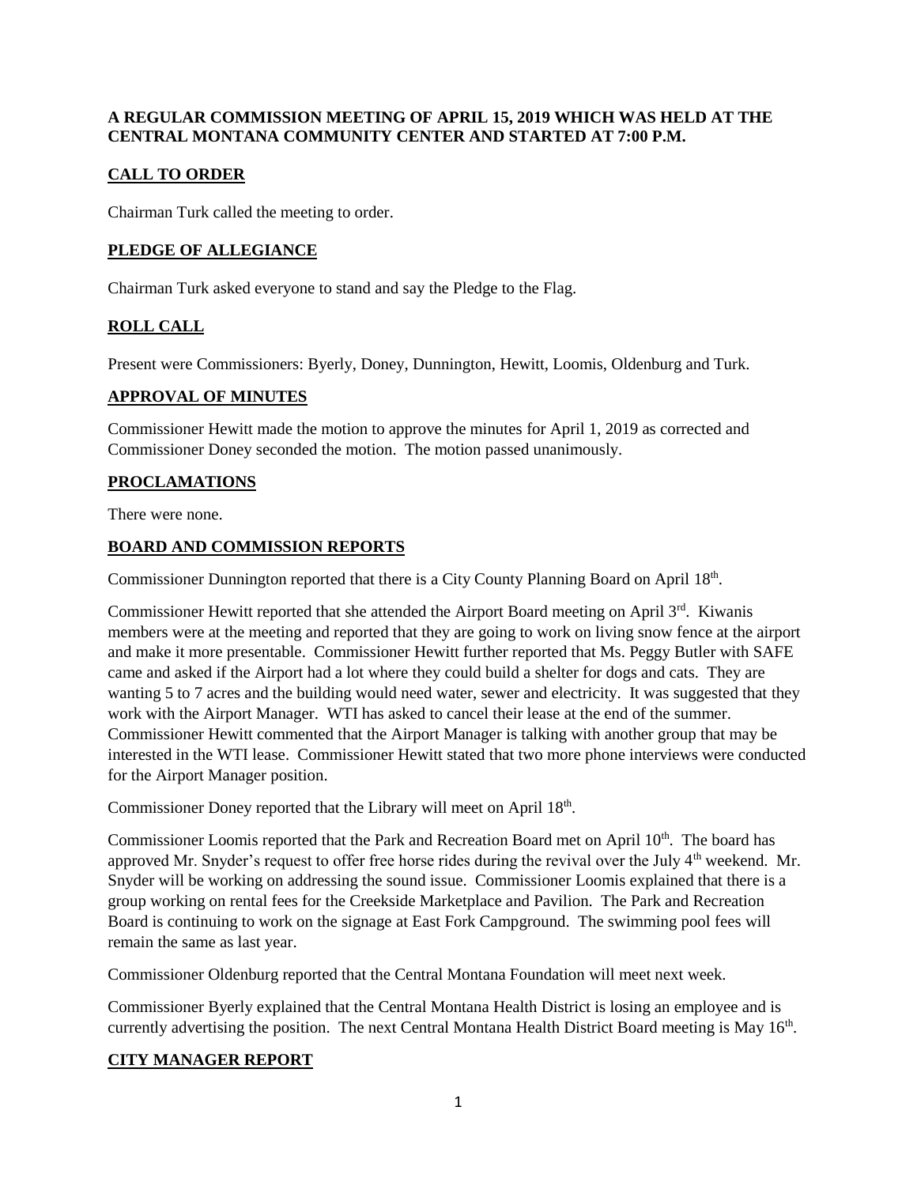**A REGULAR COMMISSION MEETING OF APRIL 15, 2019 WHICH WAS HELD AT THE CENTRAL MONTANA COMMUNITY CENTER AND STARTED AT 7:00 P.M.**

## CALL TO ORDER

Chairman Turk called the meeting to order.

## PLEDGE OF ALLEGIANCE

Chairman Turk asked everyone to stand and say the Pledge to the Flag.

## ROLL CALL

Present were Commissioners: Byerly, Doney, Dunnington, Hewitt, Loomis, Oldenburg and Turk.

## APPROVAL OF MINUTES

Commissioner Hewitt made the motion to approve the minutes for April 1, 2019 as corrected and Commissioner Doney seconded the motion. The motion passed unanimously.

## PROCLAMATIONS

There were none.

## BOARD AND COMMISSION REPORTS

Commissioner Dunnington reported that there is a City County Planning Board on April 18th.

Commissioner Hewitt reported that she attended the Airport Board meeting on April 3rd. Kiwanis members were at the meeting and reported that they are going to work on living snow fence at the airport and make it more presentable. Commissioner Hewitt further reported that Ms. Peggy Butler with SAFE came and asked if the Airport had a lot where they could build a shelter for dogs and cats. They are wanting 5 to 7 acres and the building would need water, sewer and electricity. It was suggested that they work with the Airport Manager. WTI has asked to cancel their lease at the end of the summer. Commissioner Hewitt commented that the Airport Manager is talking with another group that may be interested in the WTI lease. Commissioner Hewitt stated that two more phone interviews were conducted for the Airport Manager position.

Commissioner Doney reported that the Library will meet on April 18th.

Commissioner Loomis reported that the Park and Recreation Board met on April 10th. The board has approved Mr. Snyder's request to offer free horse rides during the revival over the July 4th weekend. Mr. Snyder will be working on addressing the sound issue. Commissioner Loomis explained that there is a group working on rental fees for the Creekside Marketplace and Pavilion. The Park and Recreation Board is continuing to work on the signage at East Fork Campground. The swimming pool fees will remain the same as last year.

Commissioner Oldenburg reported that the Central Montana Foundation will meet next week.

Commissioner Byerly explained that the Central Montana Health District is losing an employee and is currently advertising the position. The next Central Montana Health District Board meeting is May 16th.

## CITY MANAGER REPORT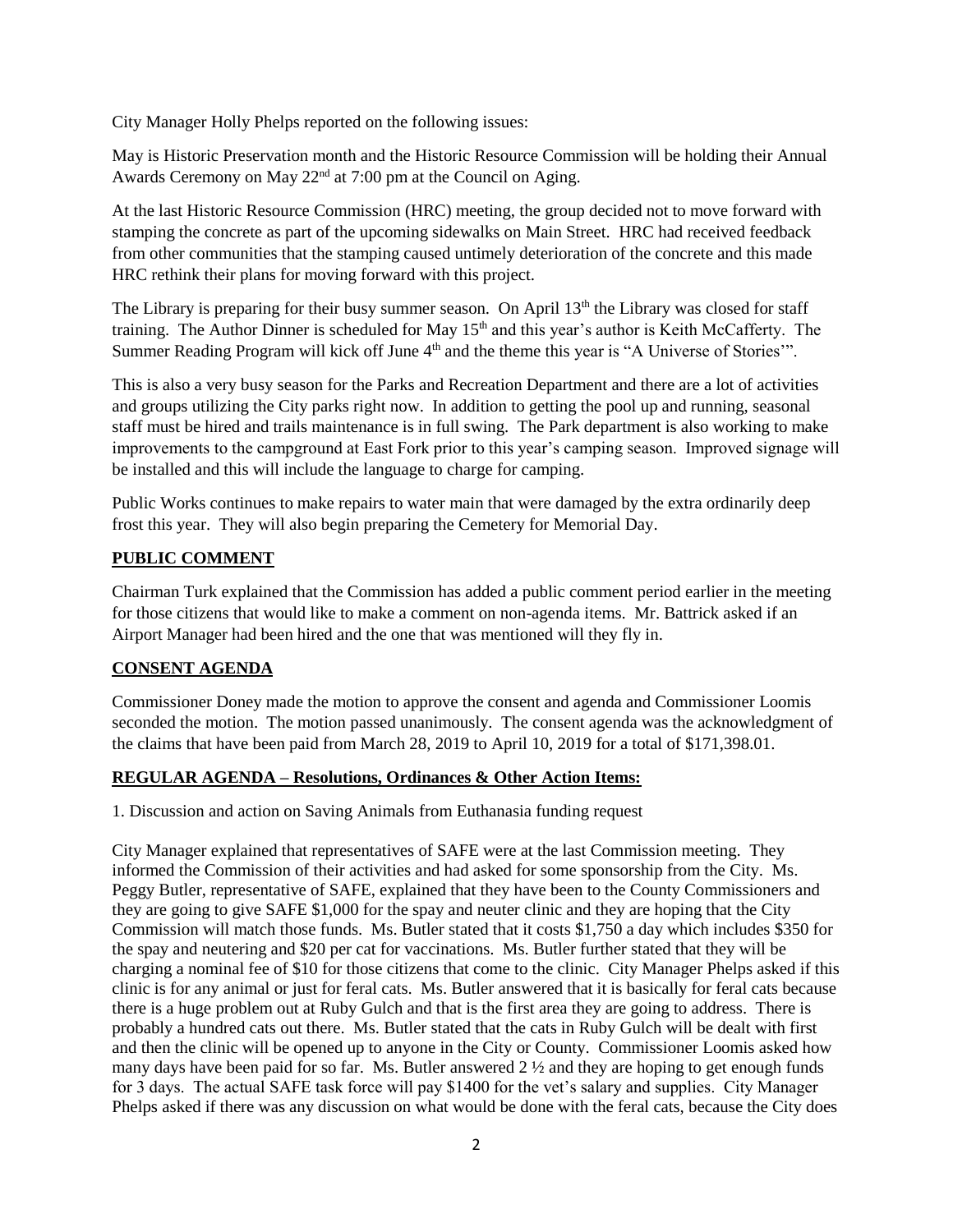City Manager Holly Phelps reported on the following issues:

May is Historic Preservation month and the Historic Resource Commission will be holding their Annual Awards Ceremony on May 22nd at 7:00 pm at the Council on Aging.

At the last Historic Resource Commission (HRC) meeting, the group decided not to move forward with stamping the concrete as part of the upcoming sidewalks on Main Street. HRC had received feedback from other communities that the stamping caused untimely deterioration of the concrete and this made HRC rethink their plans for moving forward with this project.

The Library is preparing for their busy summer season. On April 13th the Library was closed for staff training. The Author Dinner is scheduled for May 15th and this year's author is Keith McCafferty. The Summer Reading Program will kick off June 4th and the theme this year is "A Universe of Stories'".

This is also a very busy season for the Parks and Recreation Department and there are a lot of activities and groups utilizing the City parks right now. In addition to getting the pool up and running, seasonal staff must be hired and trails maintenance is in full swing. The Park department is also working to make improvements to the campground at East Fork prior to this year's camping season. Improved signage will be installed and this will include the language to charge for camping.

Public Works continues to make repairs to water main that were damaged by the extra ordinarily deep frost this year. They will also begin preparing the Cemetery for Memorial Day.

## PUBLIC COMMENT

Chairman Turk explained that the Commission has added a public comment period earlier in the meeting for those citizens that would like to make a comment on non-agenda items. Mr. Battrick asked if an Airport Manager had been hired and the one that was mentioned will they fly in.

## CONSENT AGENDA

Commissioner Doney made the motion to approve the consent and agenda and Commissioner Loomis seconded the motion. The motion passed unanimously. The consent agenda was the acknowledgment of the claims that have been paid from March 28, 2019 to April 10, 2019 for a total of $171,398.01.

## REGULAR AGENDA – Resolutions, Ordinances & Other Action Items:

1. Discussion and action on Saving Animals from Euthanasia funding request

City Manager explained that representatives of SAFE were at the last Commission meeting. They informed the Commission of their activities and had asked for some sponsorship from the City. Ms. Peggy Butler, representative of SAFE, explained that they have been to the County Commissioners and they are going to give SAFE $1,000 for the spay and neuter clinic and they are hoping that the City Commission will match those funds. Ms. Butler stated that it costs $1,750 a day which includes $350 for the spay and neutering and $20 per cat for vaccinations. Ms. Butler further stated that they will be charging a nominal fee of $10 for those citizens that come to the clinic. City Manager Phelps asked if this clinic is for any animal or just for feral cats. Ms. Butler answered that it is basically for feral cats because there is a huge problem out at Ruby Gulch and that is the first area they are going to address. There is probably a hundred cats out there. Ms. Butler stated that the cats in Ruby Gulch will be dealt with first and then the clinic will be opened up to anyone in the City or County. Commissioner Loomis asked how many days have been paid for so far. Ms. Butler answered 2 ½ and they are hoping to get enough funds for 3 days. The actual SAFE task force will pay $1400 for the vet's salary and supplies. City Manager Phelps asked if there was any discussion on what would be done with the feral cats, because the City does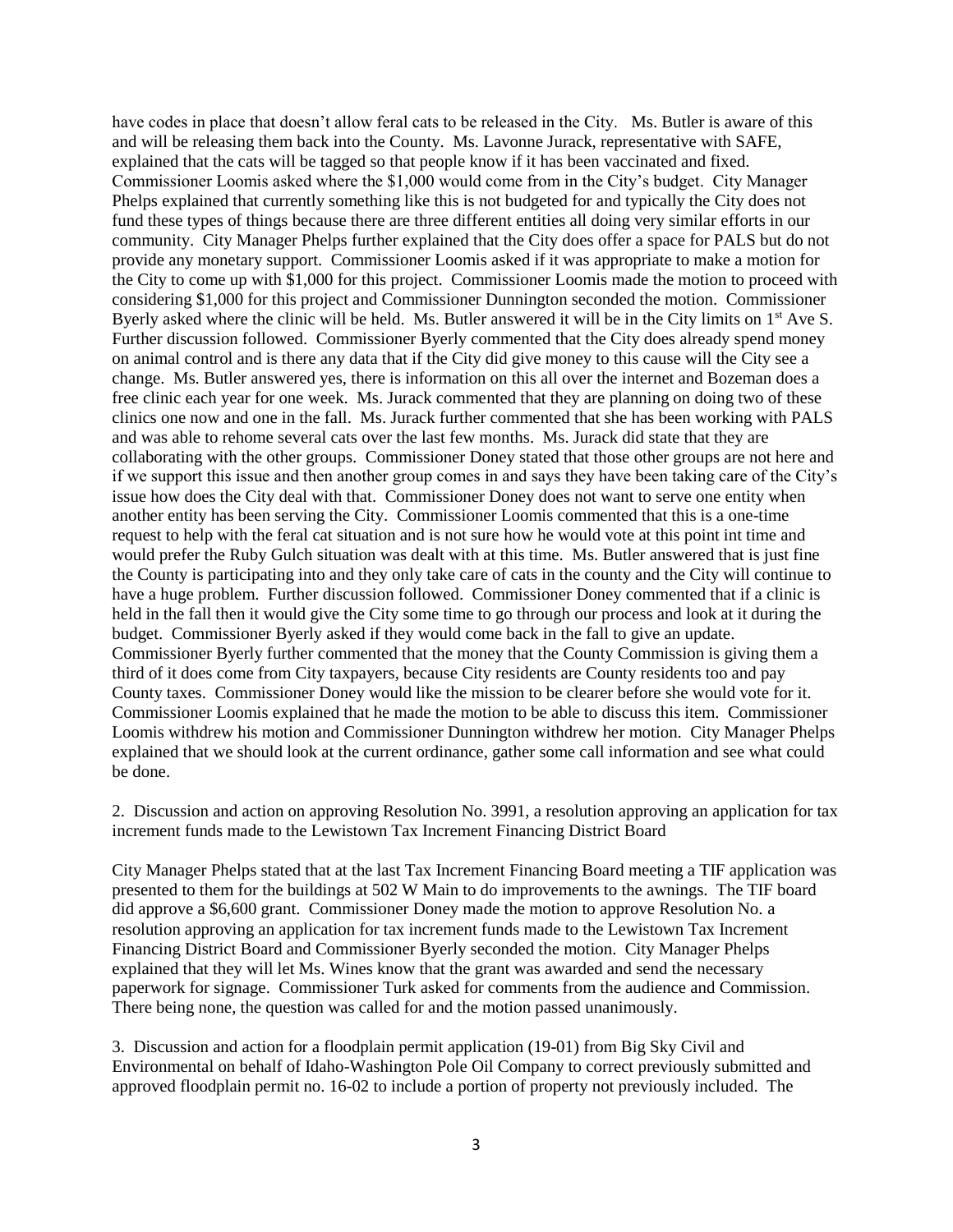have codes in place that doesn't allow feral cats to be released in the City. Ms. Butler is aware of this and will be releasing them back into the County. Ms. Lavonne Jurack, representative with SAFE, explained that the cats will be tagged so that people know if it has been vaccinated and fixed. Commissioner Loomis asked where the $1,000 would come from in the City's budget. City Manager Phelps explained that currently something like this is not budgeted for and typically the City does not fund these types of things because there are three different entities all doing very similar efforts in our community. City Manager Phelps further explained that the City does offer a space for PALS but do not provide any monetary support. Commissioner Loomis asked if it was appropriate to make a motion for the City to come up with $1,000 for this project. Commissioner Loomis made the motion to proceed with considering $1,000 for this project and Commissioner Dunnington seconded the motion. Commissioner Byerly asked where the clinic will be held. Ms. Butler answered it will be in the City limits on 1st Ave S. Further discussion followed. Commissioner Byerly commented that the City does already spend money on animal control and is there any data that if the City did give money to this cause will the City see a change. Ms. Butler answered yes, there is information on this all over the internet and Bozeman does a free clinic each year for one week. Ms. Jurack commented that they are planning on doing two of these clinics one now and one in the fall. Ms. Jurack further commented that she has been working with PALS and was able to rehome several cats over the last few months. Ms. Jurack did state that they are collaborating with the other groups. Commissioner Doney stated that those other groups are not here and if we support this issue and then another group comes in and says they have been taking care of the City's issue how does the City deal with that. Commissioner Doney does not want to serve one entity when another entity has been serving the City. Commissioner Loomis commented that this is a one-time request to help with the feral cat situation and is not sure how he would vote at this point int time and would prefer the Ruby Gulch situation was dealt with at this time. Ms. Butler answered that is just fine the County is participating into and they only take care of cats in the county and the City will continue to have a huge problem. Further discussion followed. Commissioner Doney commented that if a clinic is held in the fall then it would give the City some time to go through our process and look at it during the budget. Commissioner Byerly asked if they would come back in the fall to give an update. Commissioner Byerly further commented that the money that the County Commission is giving them a third of it does come from City taxpayers, because City residents are County residents too and pay County taxes. Commissioner Doney would like the mission to be clearer before she would vote for it. Commissioner Loomis explained that he made the motion to be able to discuss this item. Commissioner Loomis withdrew his motion and Commissioner Dunnington withdrew her motion. City Manager Phelps explained that we should look at the current ordinance, gather some call information and see what could be done.

2. Discussion and action on approving Resolution No. 3991, a resolution approving an application for tax increment funds made to the Lewistown Tax Increment Financing District Board

City Manager Phelps stated that at the last Tax Increment Financing Board meeting a TIF application was presented to them for the buildings at 502 W Main to do improvements to the awnings. The TIF board did approve a $6,600 grant. Commissioner Doney made the motion to approve Resolution No. a resolution approving an application for tax increment funds made to the Lewistown Tax Increment Financing District Board and Commissioner Byerly seconded the motion. City Manager Phelps explained that they will let Ms. Wines know that the grant was awarded and send the necessary paperwork for signage. Commissioner Turk asked for comments from the audience and Commission. There being none, the question was called for and the motion passed unanimously.

3. Discussion and action for a floodplain permit application (19-01) from Big Sky Civil and Environmental on behalf of Idaho-Washington Pole Oil Company to correct previously submitted and approved floodplain permit no. 16-02 to include a portion of property not previously included. The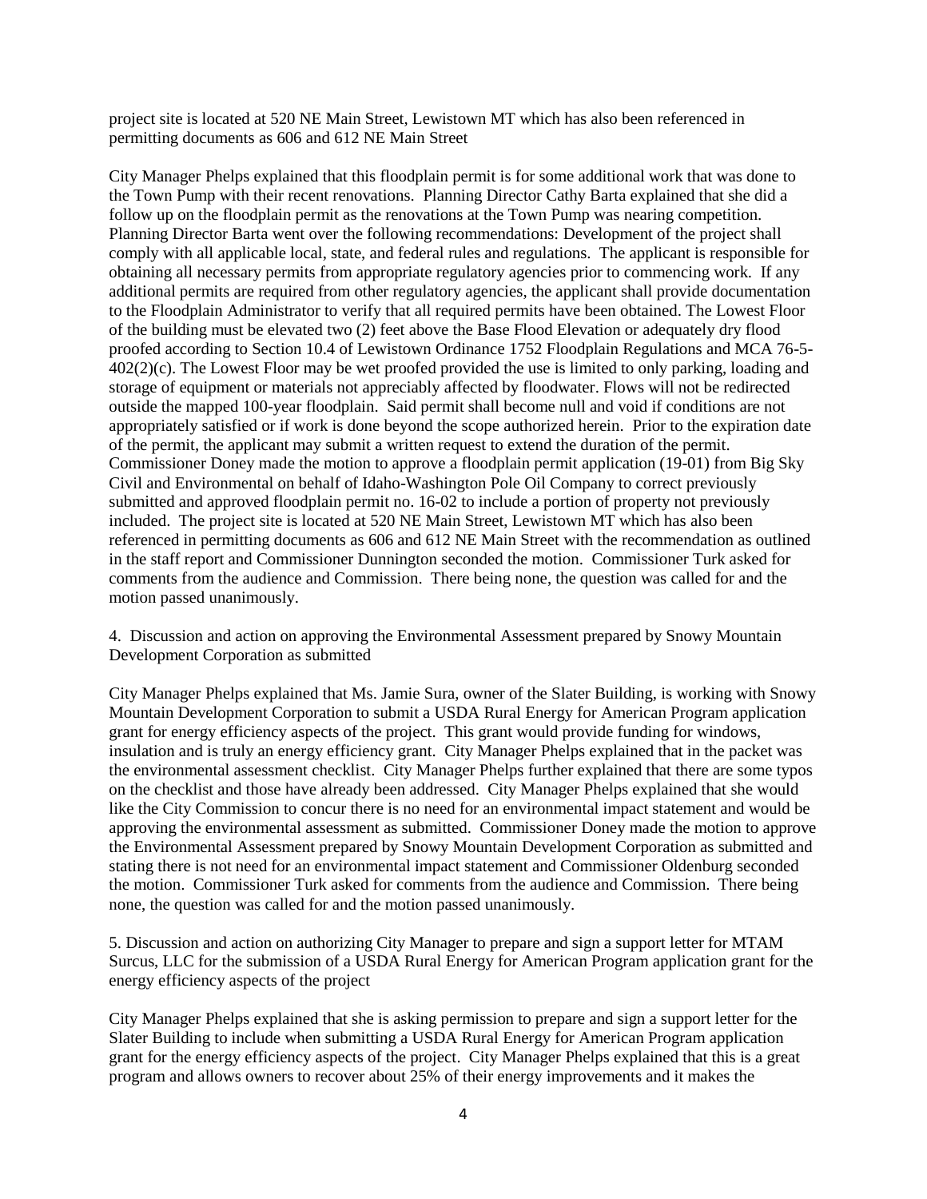project site is located at 520 NE Main Street, Lewistown MT which has also been referenced in permitting documents as 606 and 612 NE Main Street

City Manager Phelps explained that this floodplain permit is for some additional work that was done to the Town Pump with their recent renovations. Planning Director Cathy Barta explained that she did a follow up on the floodplain permit as the renovations at the Town Pump was nearing competition. Planning Director Barta went over the following recommendations: Development of the project shall comply with all applicable local, state, and federal rules and regulations. The applicant is responsible for obtaining all necessary permits from appropriate regulatory agencies prior to commencing work. If any additional permits are required from other regulatory agencies, the applicant shall provide documentation to the Floodplain Administrator to verify that all required permits have been obtained. The Lowest Floor of the building must be elevated two (2) feet above the Base Flood Elevation or adequately dry flood proofed according to Section 10.4 of Lewistown Ordinance 1752 Floodplain Regulations and MCA 76-5-402(2)(c). The Lowest Floor may be wet proofed provided the use is limited to only parking, loading and storage of equipment or materials not appreciably affected by floodwater. Flows will not be redirected outside the mapped 100-year floodplain. Said permit shall become null and void if conditions are not appropriately satisfied or if work is done beyond the scope authorized herein. Prior to the expiration date of the permit, the applicant may submit a written request to extend the duration of the permit. Commissioner Doney made the motion to approve a floodplain permit application (19-01) from Big Sky Civil and Environmental on behalf of Idaho-Washington Pole Oil Company to correct previously submitted and approved floodplain permit no. 16-02 to include a portion of property not previously included. The project site is located at 520 NE Main Street, Lewistown MT which has also been referenced in permitting documents as 606 and 612 NE Main Street with the recommendation as outlined in the staff report and Commissioner Dunnington seconded the motion. Commissioner Turk asked for comments from the audience and Commission. There being none, the question was called for and the motion passed unanimously.

4. Discussion and action on approving the Environmental Assessment prepared by Snowy Mountain Development Corporation as submitted

City Manager Phelps explained that Ms. Jamie Sura, owner of the Slater Building, is working with Snowy Mountain Development Corporation to submit a USDA Rural Energy for American Program application grant for energy efficiency aspects of the project. This grant would provide funding for windows, insulation and is truly an energy efficiency grant. City Manager Phelps explained that in the packet was the environmental assessment checklist. City Manager Phelps further explained that there are some typos on the checklist and those have already been addressed. City Manager Phelps explained that she would like the City Commission to concur there is no need for an environmental impact statement and would be approving the environmental assessment as submitted. Commissioner Doney made the motion to approve the Environmental Assessment prepared by Snowy Mountain Development Corporation as submitted and stating there is not need for an environmental impact statement and Commissioner Oldenburg seconded the motion. Commissioner Turk asked for comments from the audience and Commission. There being none, the question was called for and the motion passed unanimously.

5. Discussion and action on authorizing City Manager to prepare and sign a support letter for MTAM Surcus, LLC for the submission of a USDA Rural Energy for American Program application grant for the energy efficiency aspects of the project

City Manager Phelps explained that she is asking permission to prepare and sign a support letter for the Slater Building to include when submitting a USDA Rural Energy for American Program application grant for the energy efficiency aspects of the project. City Manager Phelps explained that this is a great program and allows owners to recover about 25% of their energy improvements and it makes the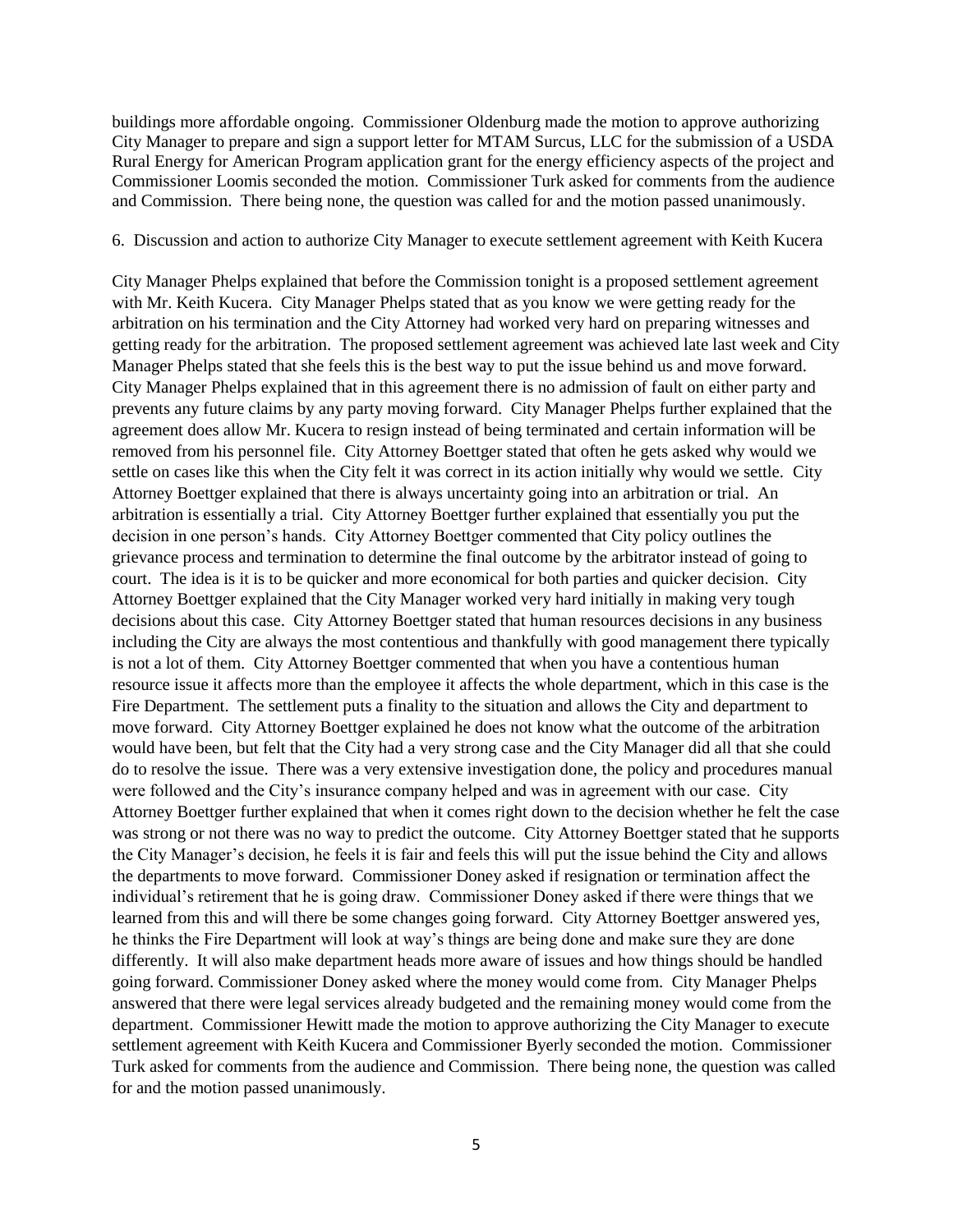buildings more affordable ongoing. Commissioner Oldenburg made the motion to approve authorizing City Manager to prepare and sign a support letter for MTAM Surcus, LLC for the submission of a USDA Rural Energy for American Program application grant for the energy efficiency aspects of the project and Commissioner Loomis seconded the motion. Commissioner Turk asked for comments from the audience and Commission. There being none, the question was called for and the motion passed unanimously.

6. Discussion and action to authorize City Manager to execute settlement agreement with Keith Kucera

City Manager Phelps explained that before the Commission tonight is a proposed settlement agreement with Mr. Keith Kucera. City Manager Phelps stated that as you know we were getting ready for the arbitration on his termination and the City Attorney had worked very hard on preparing witnesses and getting ready for the arbitration. The proposed settlement agreement was achieved late last week and City Manager Phelps stated that she feels this is the best way to put the issue behind us and move forward. City Manager Phelps explained that in this agreement there is no admission of fault on either party and prevents any future claims by any party moving forward. City Manager Phelps further explained that the agreement does allow Mr. Kucera to resign instead of being terminated and certain information will be removed from his personnel file. City Attorney Boettger stated that often he gets asked why would we settle on cases like this when the City felt it was correct in its action initially why would we settle. City Attorney Boettger explained that there is always uncertainty going into an arbitration or trial. An arbitration is essentially a trial. City Attorney Boettger further explained that essentially you put the decision in one person's hands. City Attorney Boettger commented that City policy outlines the grievance process and termination to determine the final outcome by the arbitrator instead of going to court. The idea is it is to be quicker and more economical for both parties and quicker decision. City Attorney Boettger explained that the City Manager worked very hard initially in making very tough decisions about this case. City Attorney Boettger stated that human resources decisions in any business including the City are always the most contentious and thankfully with good management there typically is not a lot of them. City Attorney Boettger commented that when you have a contentious human resource issue it affects more than the employee it affects the whole department, which in this case is the Fire Department. The settlement puts a finality to the situation and allows the City and department to move forward. City Attorney Boettger explained he does not know what the outcome of the arbitration would have been, but felt that the City had a very strong case and the City Manager did all that she could do to resolve the issue. There was a very extensive investigation done, the policy and procedures manual were followed and the City's insurance company helped and was in agreement with our case. City Attorney Boettger further explained that when it comes right down to the decision whether he felt the case was strong or not there was no way to predict the outcome. City Attorney Boettger stated that he supports the City Manager's decision, he feels it is fair and feels this will put the issue behind the City and allows the departments to move forward. Commissioner Doney asked if resignation or termination affect the individual's retirement that he is going draw. Commissioner Doney asked if there were things that we learned from this and will there be some changes going forward. City Attorney Boettger answered yes, he thinks the Fire Department will look at way's things are being done and make sure they are done differently. It will also make department heads more aware of issues and how things should be handled going forward. Commissioner Doney asked where the money would come from. City Manager Phelps answered that there were legal services already budgeted and the remaining money would come from the department. Commissioner Hewitt made the motion to approve authorizing the City Manager to execute settlement agreement with Keith Kucera and Commissioner Byerly seconded the motion. Commissioner Turk asked for comments from the audience and Commission. There being none, the question was called for and the motion passed unanimously.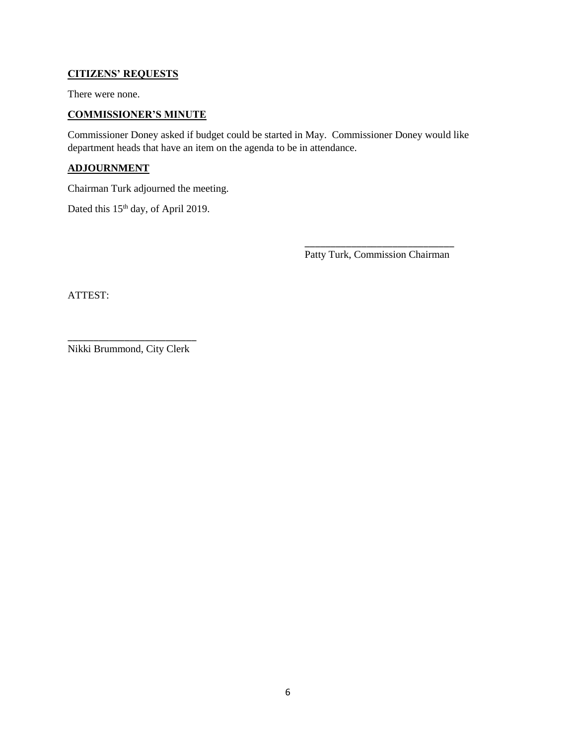**CITIZENS' REQUESTS**

There were none.

**COMMISSIONER'S MINUTE**

Commissioner Doney asked if budget could be started in May. Commissioner Doney would like department heads that have an item on the agenda to be in attendance.

**ADJOURNMENT**

Chairman Turk adjourned the meeting.

Dated this 15th day, of April 2019.

\_\_\_\_\_\_\_\_\_\_\_\_\_\_\_\_\_\_\_\_\_\_\_\_\_\_\_\_\_
Patty Turk, Commission Chairman

ATTEST:

\_\_\_\_\_\_\_\_\_\_\_\_\_\_\_\_\_\_\_\_\_\_\_\_\_\_
Nikki Brummond, City Clerk